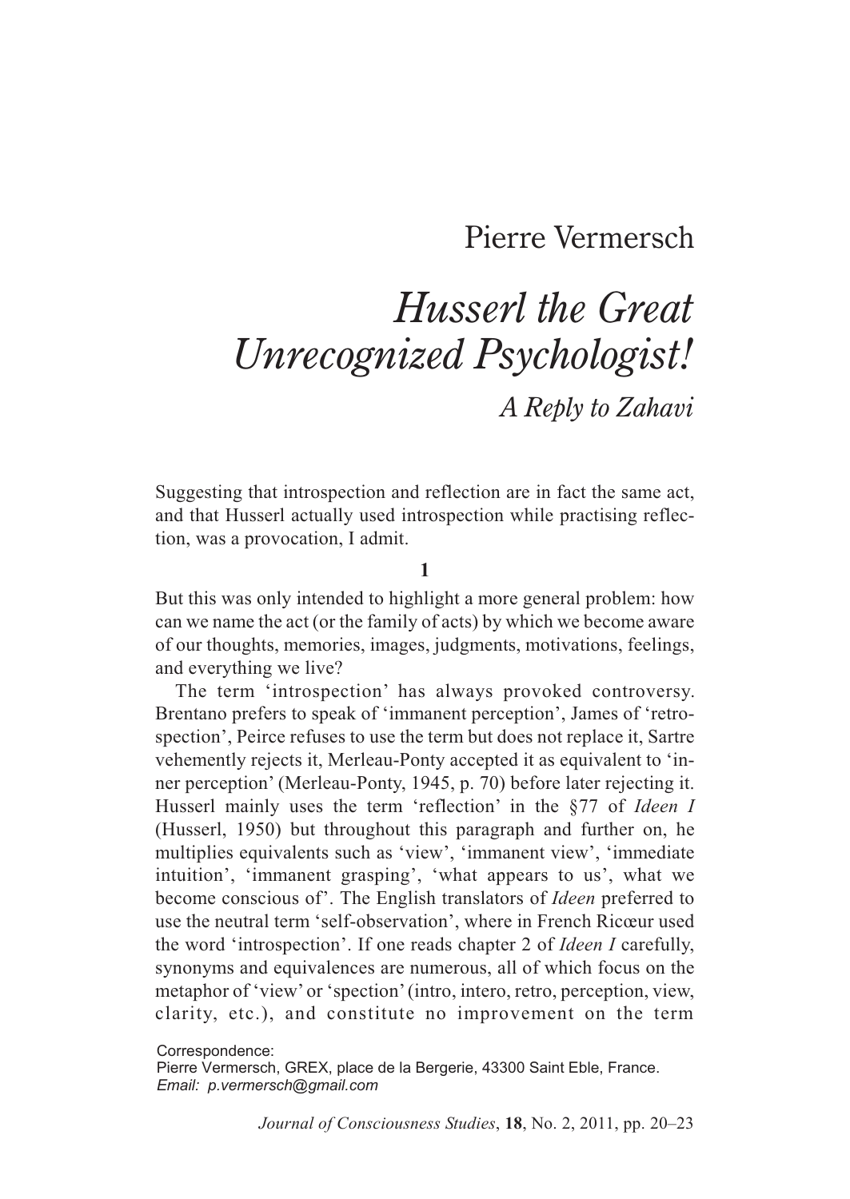Pierre Vermersch

# *Husserl the Great Unrecognized Psychologist!*

### *A Reply to Zahavi*

Suggesting that introspection and reflection are in fact the same act, and that Husserl actually used introspection while practising reflection, was a provocation, I admit.

**1**

But this was only intended to highlight a more general problem: how can we name the act (or the family of acts) by which we become aware of our thoughts, memories, images, judgments, motivations, feelings, and everything we live?

The term 'introspection' has always provoked controversy. Brentano prefers to speak of 'immanent perception', James of 'retrospection', Peirce refuses to use the term but does not replace it, Sartre vehemently rejects it, Merleau-Ponty accepted it as equivalent to 'inner perception' (Merleau-Ponty, 1945, p. 70) before later rejecting it. Husserl mainly uses the term 'reflection' in the §77 of *Ideen I* (Husserl, 1950) but throughout this paragraph and further on, he multiplies equivalents such as 'view', 'immanent view', 'immediate intuition', 'immanent grasping', 'what appears to us', what we become conscious of'. The English translators of *Ideen* preferred to use the neutral term 'self-observation', where in French Ricœur used the word 'introspection'. If one reads chapter 2 of *Ideen I* carefully, synonyms and equivalences are numerous, all of which focus on the metaphor of 'view' or 'spection' (intro, intero, retro, perception, view, clarity, etc.), and constitute no improvement on the term

Correspondence:
Pierre Vermersch, GREX, place de la Bergerie, 43300 Saint Eble, France.
*Email: p.vermersch@gmail.com*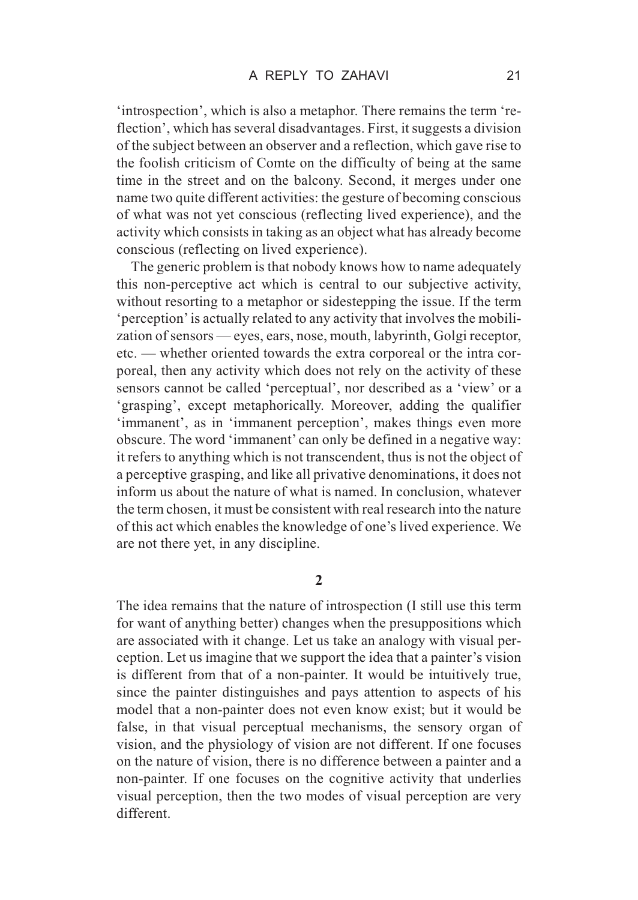'introspection', which is also a metaphor. There remains the term 'reflection', which has several disadvantages. First, it suggests a division of the subject between an observer and a reflection, which gave rise to the foolish criticism of Comte on the difficulty of being at the same time in the street and on the balcony. Second, it merges under one name two quite different activities: the gesture of becoming conscious of what was not yet conscious (reflecting lived experience), and the activity which consists in taking as an object what has already become conscious (reflecting on lived experience).

The generic problem is that nobody knows how to name adequately this non-perceptive act which is central to our subjective activity, without resorting to a metaphor or sidestepping the issue. If the term 'perception' is actually related to any activity that involves the mobilization of sensors — eyes, ears, nose, mouth, labyrinth, Golgi receptor, etc. — whether oriented towards the extra corporeal or the intra corporeal, then any activity which does not rely on the activity of these sensors cannot be called 'perceptual', nor described as a 'view' or a 'grasping', except metaphorically. Moreover, adding the qualifier 'immanent', as in 'immanent perception', makes things even more obscure. The word 'immanent' can only be defined in a negative way: it refers to anything which is not transcendent, thus is not the object of a perceptive grasping, and like all privative denominations, it does not inform us about the nature of what is named. In conclusion, whatever the term chosen, it must be consistent with real research into the nature of this act which enables the knowledge of one's lived experience. We are not there yet, in any discipline.

## 2

The idea remains that the nature of introspection (I still use this term for want of anything better) changes when the presuppositions which are associated with it change. Let us take an analogy with visual perception. Let us imagine that we support the idea that a painter's vision is different from that of a non-painter. It would be intuitively true, since the painter distinguishes and pays attention to aspects of his model that a non-painter does not even know exist; but it would be false, in that visual perceptual mechanisms, the sensory organ of vision, and the physiology of vision are not different. If one focuses on the nature of vision, there is no difference between a painter and a non-painter. If one focuses on the cognitive activity that underlies visual perception, then the two modes of visual perception are very different.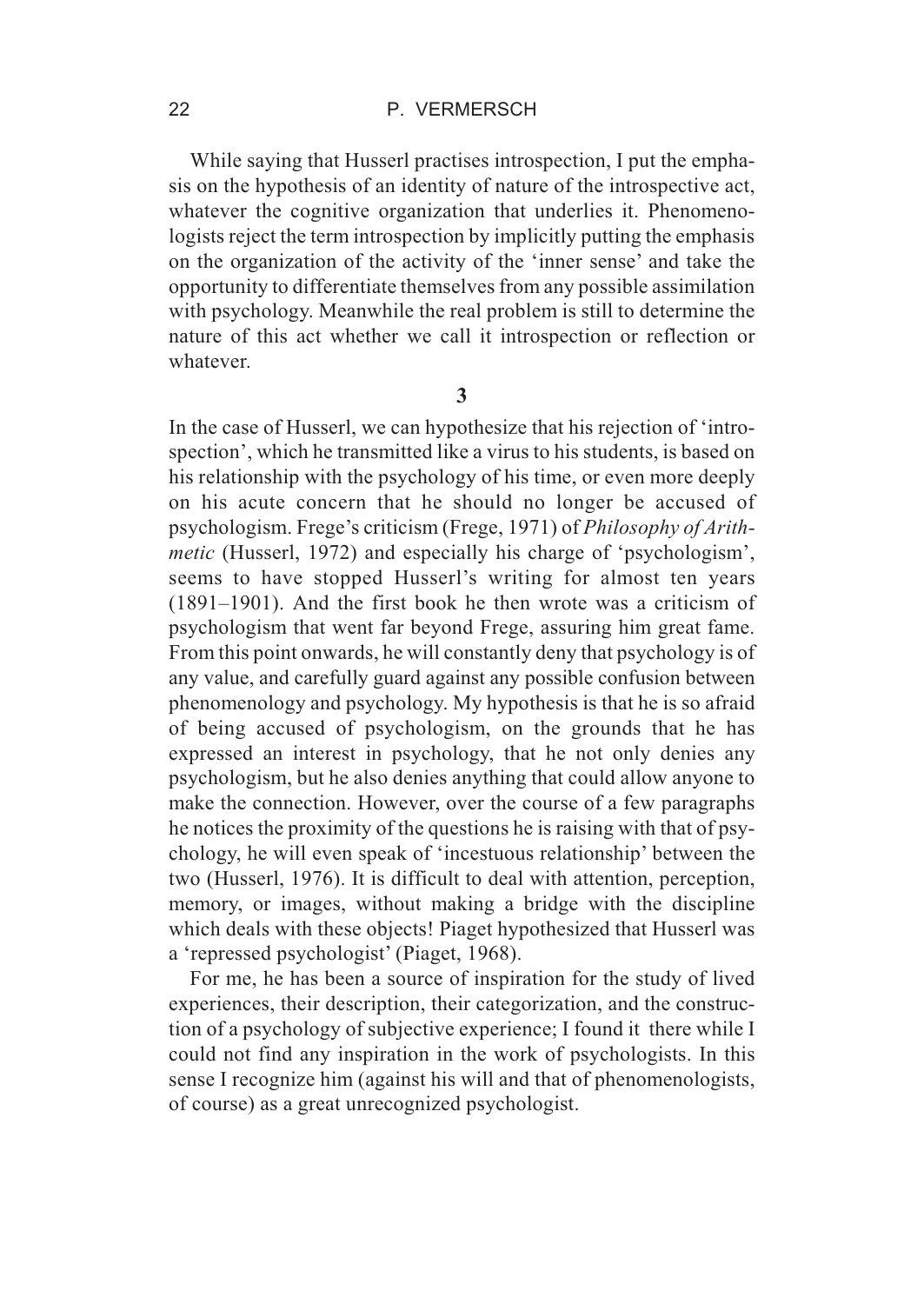While saying that Husserl practises introspection, I put the emphasis on the hypothesis of an identity of nature of the introspective act, whatever the cognitive organization that underlies it. Phenomenologists reject the term introspection by implicitly putting the emphasis on the organization of the activity of the 'inner sense' and take the opportunity to differentiate themselves from any possible assimilation with psychology. Meanwhile the real problem is still to determine the nature of this act whether we call it introspection or reflection or whatever.

**3**

In the case of Husserl, we can hypothesize that his rejection of 'introspection', which he transmitted like a virus to his students, is based on his relationship with the psychology of his time, or even more deeply on his acute concern that he should no longer be accused of psychologism. Frege's criticism (Frege, 1971) of *Philosophy of Arithmetic* (Husserl, 1972) and especially his charge of 'psychologism', seems to have stopped Husserl's writing for almost ten years (1891–1901). And the first book he then wrote was a criticism of psychologism that went far beyond Frege, assuring him great fame. From this point onwards, he will constantly deny that psychology is of any value, and carefully guard against any possible confusion between phenomenology and psychology. My hypothesis is that he is so afraid of being accused of psychologism, on the grounds that he has expressed an interest in psychology, that he not only denies any psychologism, but he also denies anything that could allow anyone to make the connection. However, over the course of a few paragraphs he notices the proximity of the questions he is raising with that of psychology, he will even speak of 'incestuous relationship' between the two (Husserl, 1976). It is difficult to deal with attention, perception, memory, or images, without making a bridge with the discipline which deals with these objects! Piaget hypothesized that Husserl was a 'repressed psychologist' (Piaget, 1968).

For me, he has been a source of inspiration for the study of lived experiences, their description, their categorization, and the construction of a psychology of subjective experience; I found it there while I could not find any inspiration in the work of psychologists. In this sense I recognize him (against his will and that of phenomenologists, of course) as a great unrecognized psychologist.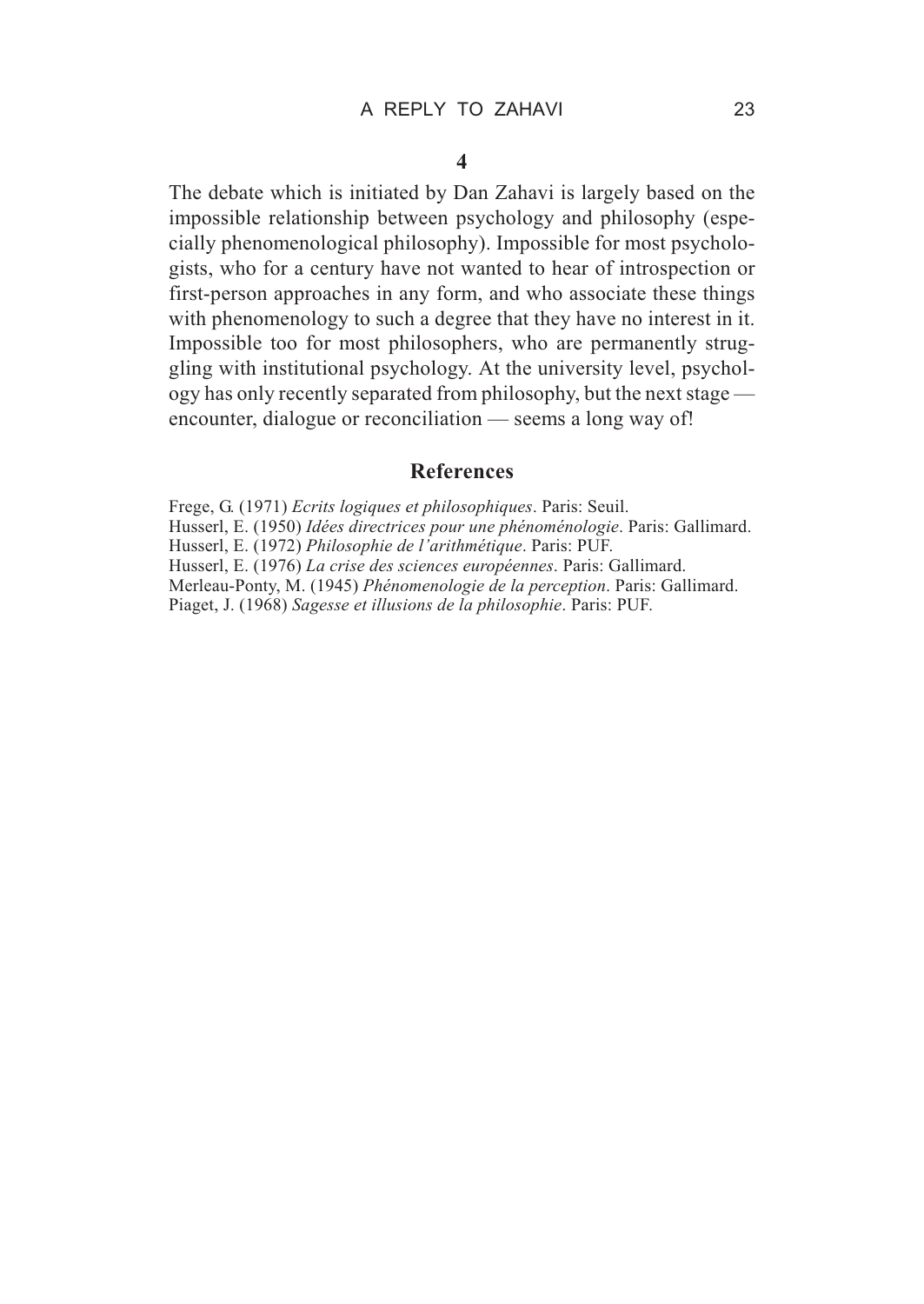## 4

The debate which is initiated by Dan Zahavi is largely based on the impossible relationship between psychology and philosophy (especially phenomenological philosophy). Impossible for most psychologists, who for a century have not wanted to hear of introspection or first-person approaches in any form, and who associate these things with phenomenology to such a degree that they have no interest in it. Impossible too for most philosophers, who are permanently struggling with institutional psychology. At the university level, psychology has only recently separated from philosophy, but the next stage — encounter, dialogue or reconciliation — seems a long way of!

## References

Frege, G. (1971) *Ecrits logiques et philosophiques*. Paris: Seuil.

Husserl, E. (1950) *Idées directrices pour une phénoménologie*. Paris: Gallimard.

Husserl, E. (1972) *Philosophie de l'arithmétique*. Paris: PUF.

Husserl, E. (1976) *La crise des sciences européennes*. Paris: Gallimard.

Merleau-Ponty, M. (1945) *Phénomenologie de la perception*. Paris: Gallimard.

Piaget, J. (1968) *Sagesse et illusions de la philosophie*. Paris: PUF.